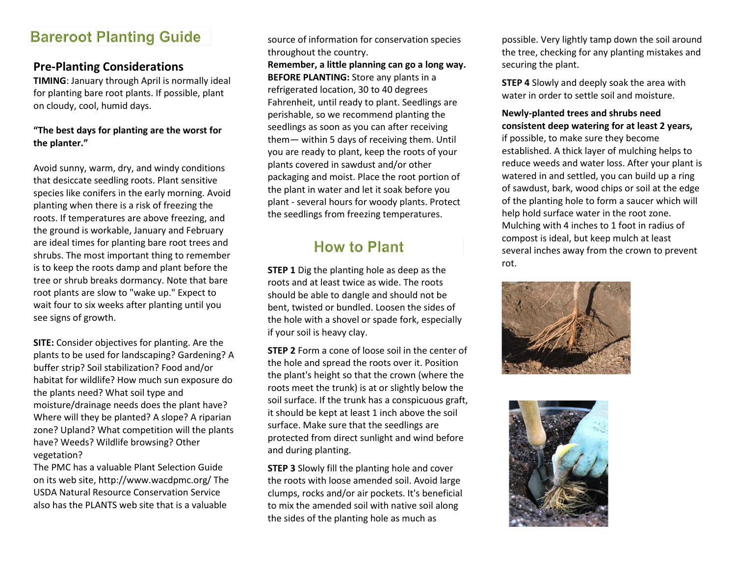# Bareroot Planting Guide

## Pre-Planting Considerations

**TIMING**: January through April is normally ideal for planting bare root plants. If possible, plant on cloudy, cool, humid days.

**"The best days for planting are the worst for the planter."**

Avoid sunny, warm, dry, and windy conditions that desiccate seedling roots. Plant sensitive species like conifers in the early morning. Avoid planting when there is a risk of freezing the roots. If temperatures are above freezing, and the ground is workable, January and February are ideal times for planting bare root trees and shrubs. The most important thing to remember is to keep the roots damp and plant before the tree or shrub breaks dormancy. Note that bare root plants are slow to "wake up." Expect to wait four to six weeks after planting until you see signs of growth.

**SITE:** Consider objectives for planting. Are the plants to be used for landscaping? Gardening? A buffer strip? Soil stabilization? Food and/or habitat for wildlife? How much sun exposure do the plants need? What soil type and moisture/drainage needs does the plant have? Where will they be planted? A slope? A riparian zone? Upland? What competition will the plants have? Weeds? Wildlife browsing? Other vegetation?

The PMC has a valuable Plant Selection Guide on its web site, http://www.wacdpmc.org/ The USDA Natural Resource Conservation Service also has the PLANTS web site that is a valuable source of information for conservation species throughout the country.

**Remember, a little planning can go a long way.**

**BEFORE PLANTING:** Store any plants in a refrigerated location, 30 to 40 degrees Fahrenheit, until ready to plant. Seedlings are perishable, so we recommend planting the seedlings as soon as you can after receiving them— within 5 days of receiving them. Until you are ready to plant, keep the roots of your plants covered in sawdust and/or other packaging and moist. Place the root portion of the plant in water and let it soak before you plant - several hours for woody plants. Protect the seedlings from freezing temperatures.

## How to Plant

**STEP 1** Dig the planting hole as deep as the roots and at least twice as wide. The roots should be able to dangle and should not be bent, twisted or bundled. Loosen the sides of the hole with a shovel or spade fork, especially if your soil is heavy clay.

**STEP 2** Form a cone of loose soil in the center of the hole and spread the roots over it. Position the plant's height so that the crown (where the roots meet the trunk) is at or slightly below the soil surface. If the trunk has a conspicuous graft, it should be kept at least 1 inch above the soil surface. Make sure that the seedlings are protected from direct sunlight and wind before and during planting.

**STEP 3** Slowly fill the planting hole and cover the roots with loose amended soil. Avoid large clumps, rocks and/or air pockets. It's beneficial to mix the amended soil with native soil along the sides of the planting hole as much as possible. Very lightly tamp down the soil around the tree, checking for any planting mistakes and securing the plant.

**STEP 4** Slowly and deeply soak the area with water in order to settle soil and moisture.

**Newly-planted trees and shrubs need consistent deep watering for at least 2 years,** if possible, to make sure they become established. A thick layer of mulching helps to reduce weeds and water loss. After your plant is watered in and settled, you can build up a ring of sawdust, bark, wood chips or soil at the edge of the planting hole to form a saucer which will help hold surface water in the root zone. Mulching with 4 inches to 1 foot in radius of compost is ideal, but keep mulch at least several inches away from the crown to prevent rot.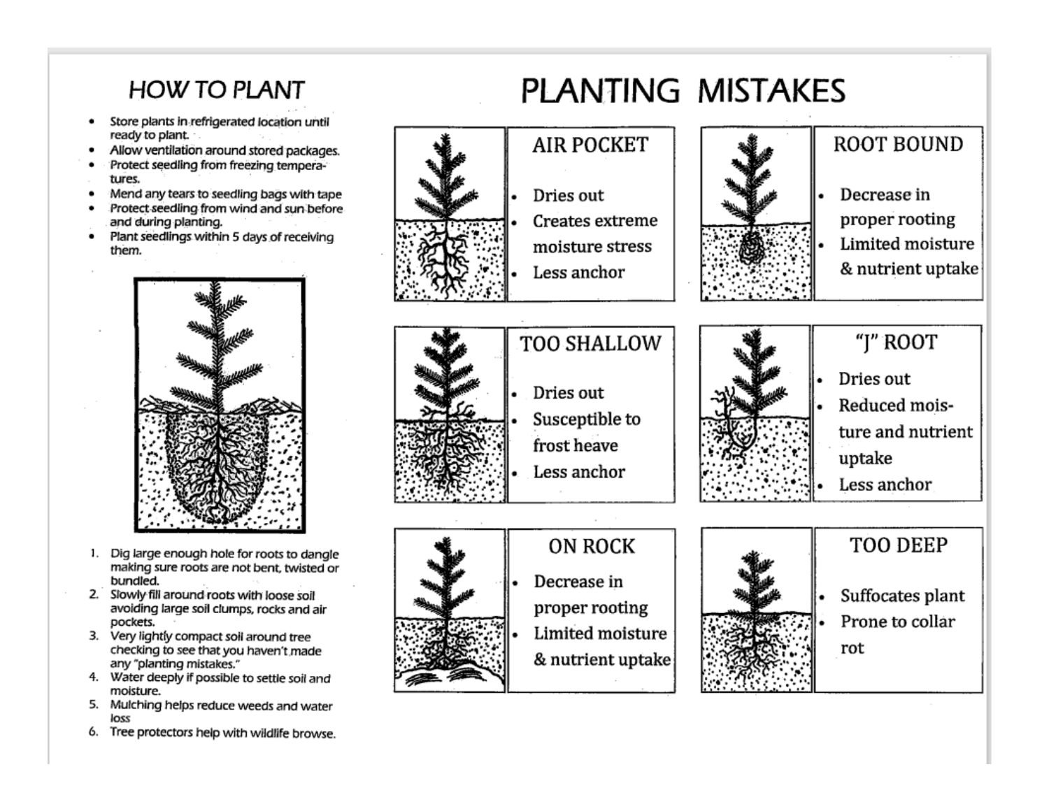## HOW TO PLANT

- Store plants in refrigerated location until ready to plant.
- Allow ventilation around stored packages.
- Protect seedling from freezing temperatures.
- Mend any tears to seedling bags with tape
- Protect seedling from wind and sun before and during planting.
- Plant seedlings within 5 days of receiving them.

1. Dig large enough hole for roots to dangle making sure roots are not bent, twisted or bundled.
2. Slowly fill around roots with loose soil avoiding large soil clumps, rocks and air pockets.
3. Very lightly compact soil around tree checking to see that you haven't made any "planting mistakes."
4. Water deeply if possible to settle soil and moisture.
5. Mulching helps reduce weeds and water loss
6. Tree protectors help with wildlife browse.

# PLANTING MISTAKES

### AIR POCKET

- Dries out
- Creates extreme moisture stress
- Less anchor

### ROOT BOUND

- Decrease in proper rooting
- Limited moisture & nutrient uptake

### TOO SHALLOW

- Dries out
- Susceptible to frost heave
- Less anchor

### "J" ROOT

- Dries out
- Reduced moisture and nutrient uptake
- Less anchor

### ON ROCK

- Decrease in proper rooting
- Limited moisture & nutrient uptake

### TOO DEEP

- Suffocates plant
- Prone to collar rot